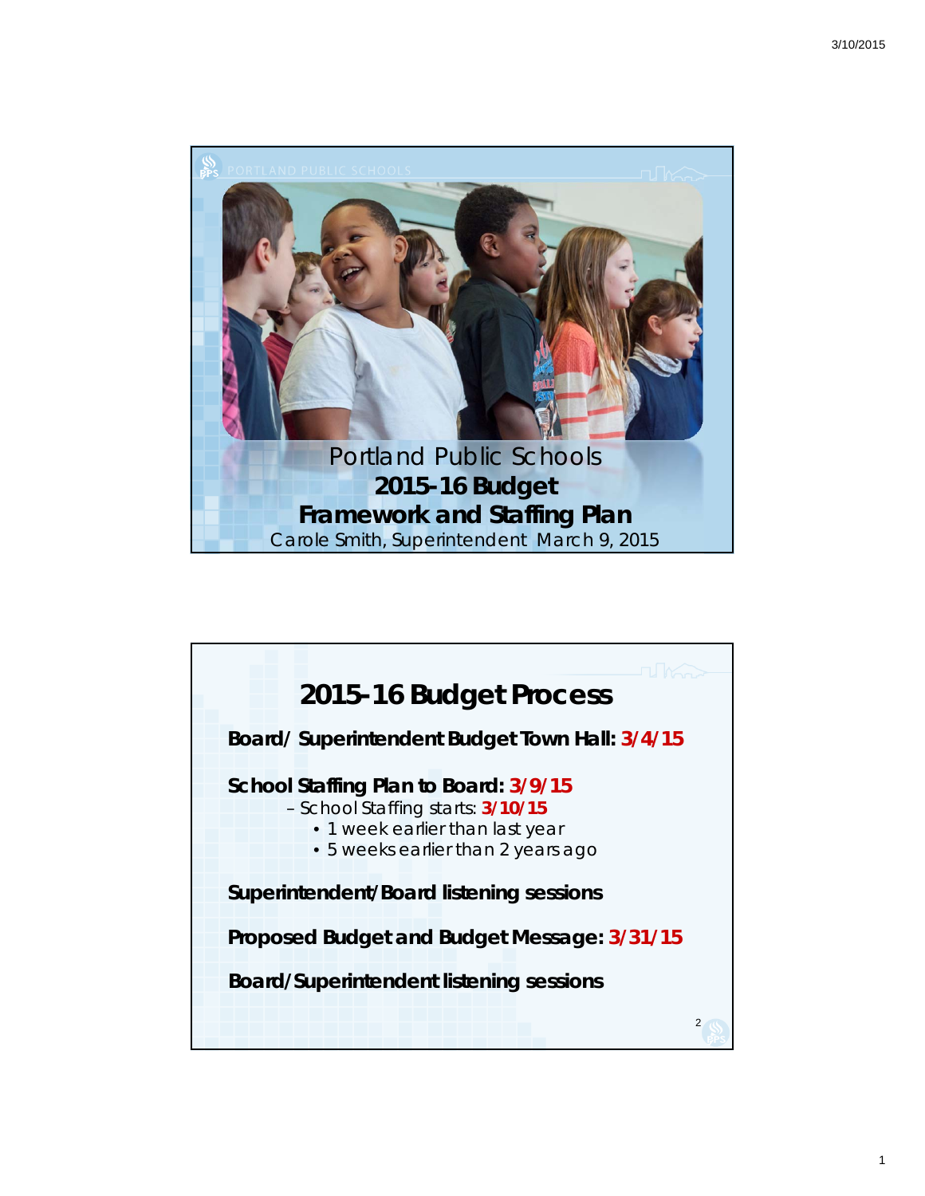# Portland Public Schools

## 2015-16 Budget Framework and Staffing Plan

Carole Smith, Superintendent March 9, 2015

## 2015-16 Budget Process

**Board/ Superintendent Budget Town Hall: 3/4/15**

**School Staffing Plan to Board: 3/9/15**

- School Staffing starts: **3/10/15**
  - 1 week earlier than last year
  - 5 weeks earlier than 2 years ago

**Superintendent/Board listening sessions**

**Proposed Budget and Budget Message: 3/31/15**

**Board/Superintendent listening sessions**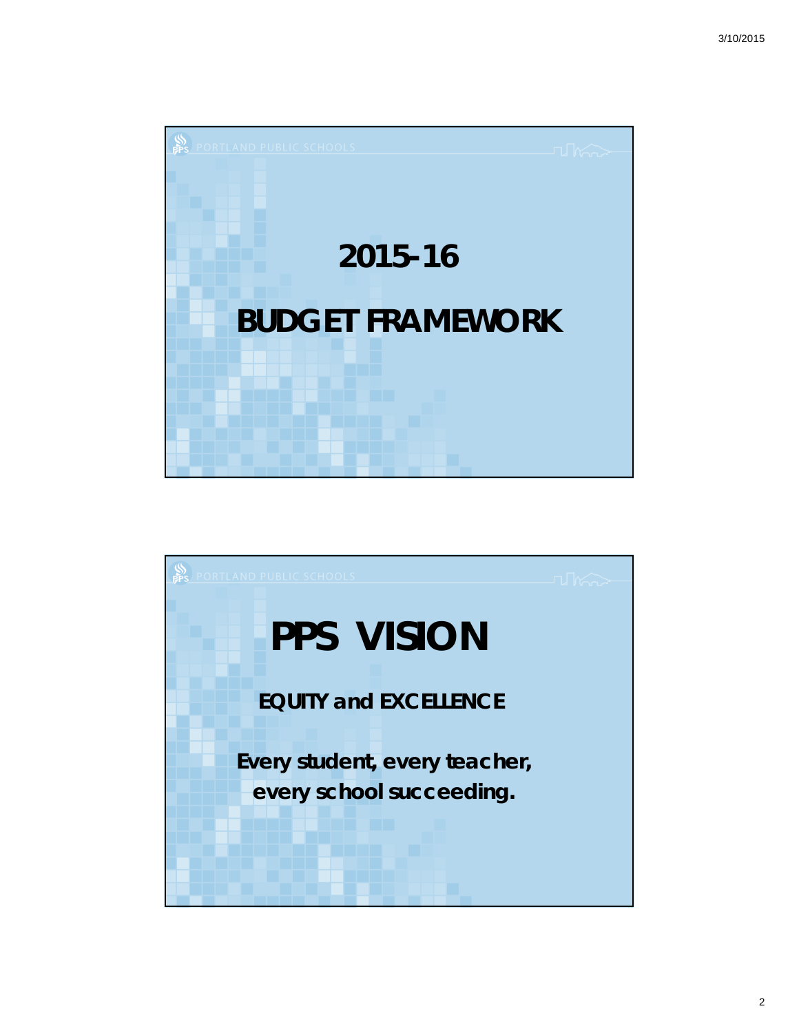# 2015-16

# BUDGET FRAMEWORK

# PPS VISION

**EQUITY and EXCELLENCE**

**Every student, every teacher, every school succeeding.**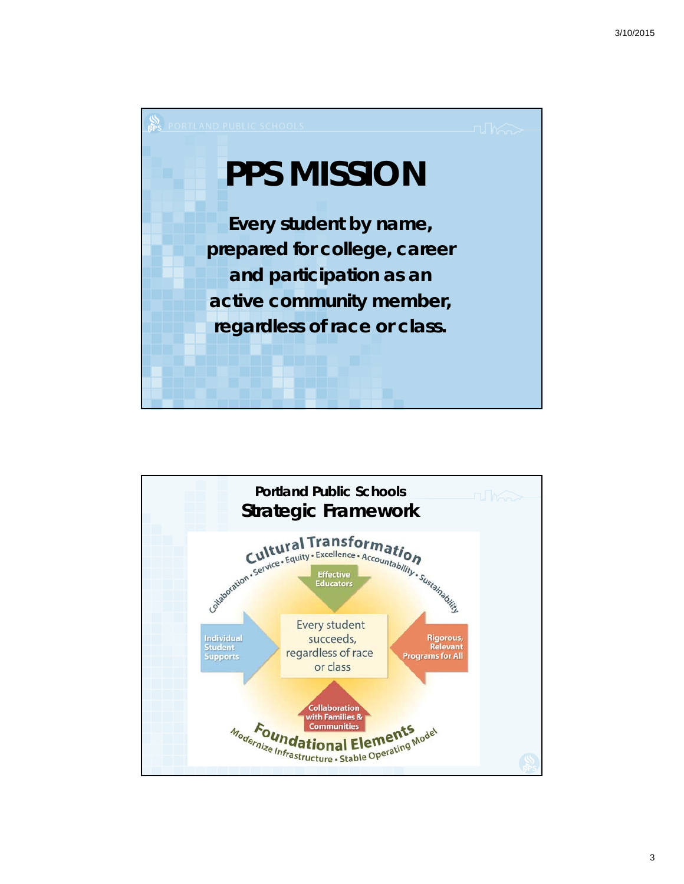# PPS MISSION

**Every student by name, prepared for college, career and participation as an active community member, regardless of race or class.**

## Portland Public Schools Strategic Framework

**Cultural Transformation**

Collaboration • Service • Equity • Excellence • Accountability • Sustainability

- Effective Educators
- Individual Student Supports
- Rigorous, Relevant Programs for All
- Collaboration with Families & Communities

Every student succeeds, regardless of race or class

**Foundational Elements**

Modernize Infrastructure • Stable Operating Model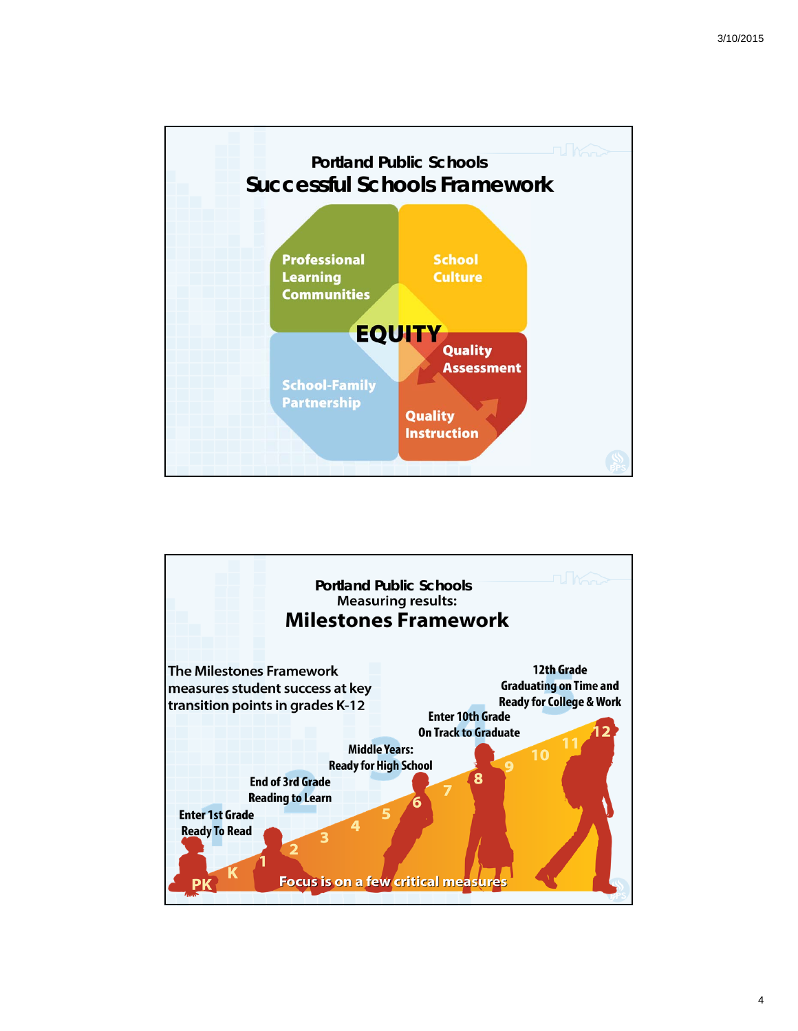## Portland Public Schools

# Successful Schools Framework

- Professional Learning Communities
- School Culture
- EQUITY
- Quality Assessment
- School-Family Partnership
- Quality Instruction

## Portland Public Schools

Measuring results:

# Milestones Framework

The Milestones Framework measures student success at key transition points in grades K-12

1. Enter 1st Grade — Ready To Read
2. End of 3rd Grade — Reading to Learn
3. Middle Years: Ready for High School
4. Enter 10th Grade — On Track to Graduate
5. 12th Grade — Graduating on Time and Ready for College & Work

PK K 1 2 3 4 5 6 7 8 9 10 11 12

Focus is on a few critical measures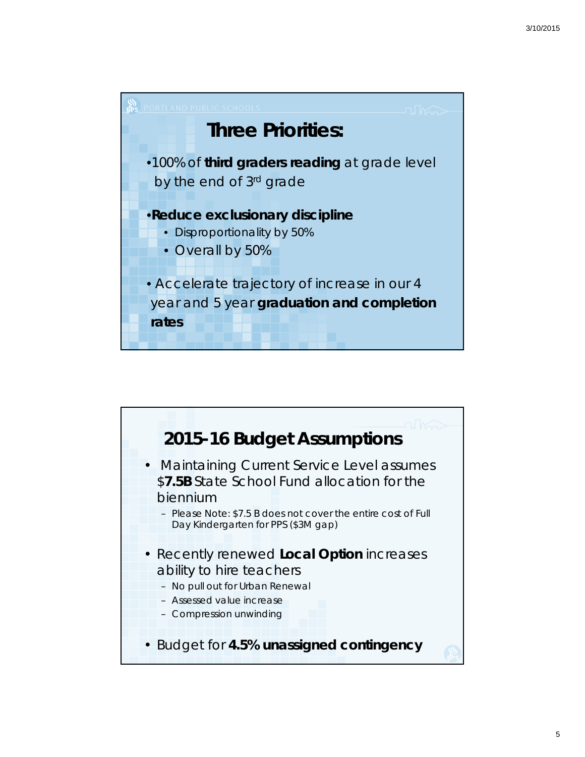## Three Priorities:

- 100% of **third graders reading** at grade level by the end of 3rd grade
- **Reduce exclusionary discipline**
  - Disproportionality by 50%
  - Overall by 50%
- Accelerate trajectory of increase in our 4 year and 5 year **graduation and completion rates**

## 2015-16 Budget Assumptions

- Maintaining Current Service Level assumes $**7.5B** State School Fund allocation for the biennium
  - Please Note: $7.5 B does not cover the entire cost of Full Day Kindergarten for PPS ($3M gap)
- Recently renewed **Local Option** increases ability to hire teachers
  - No pull out for Urban Renewal
  - Assessed value increase
  - Compression unwinding
- Budget for **4.5% unassigned contingency**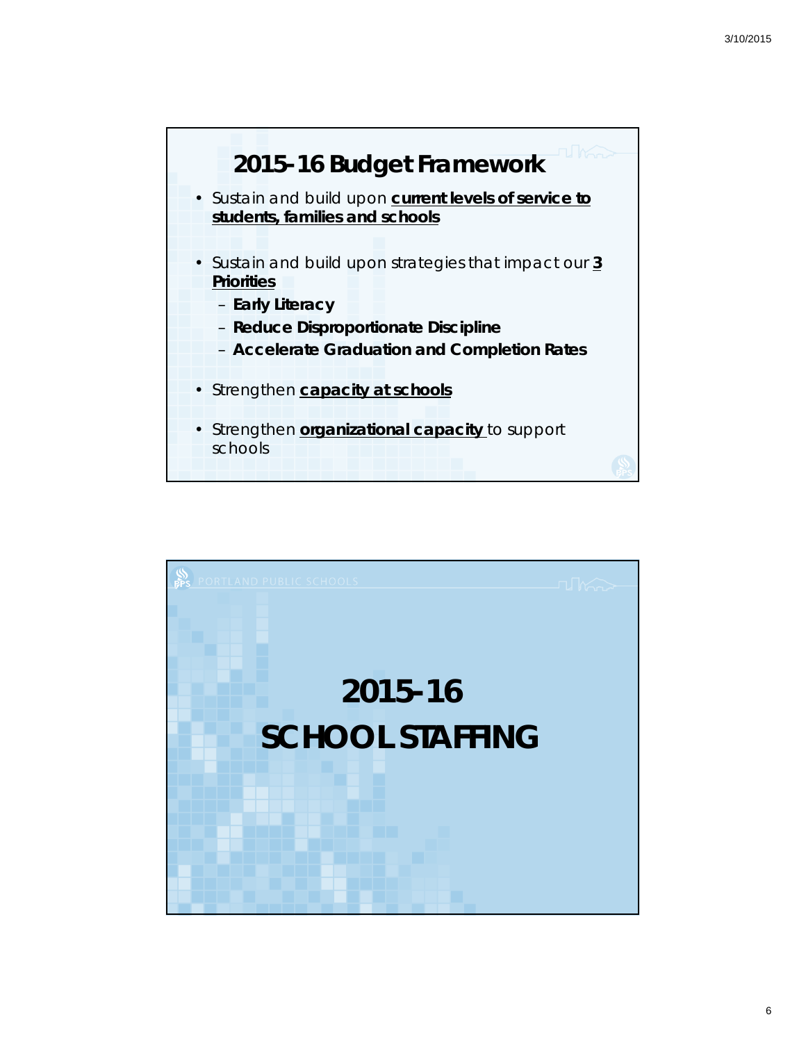# 2015-16 Budget Framework

- Sustain and build upon **current levels of service to students, families and schools**
- Sustain and build upon strategies that impact our **3 Priorities**
  - **Early Literacy**
  - **Reduce Disproportionate Discipline**
  - **Accelerate Graduation and Completion Rates**
- Strengthen **capacity at schools**
- Strengthen **organizational capacity** to support schools

PORTLAND PUBLIC SCHOOLS

# 2015-16 SCHOOL STAFFING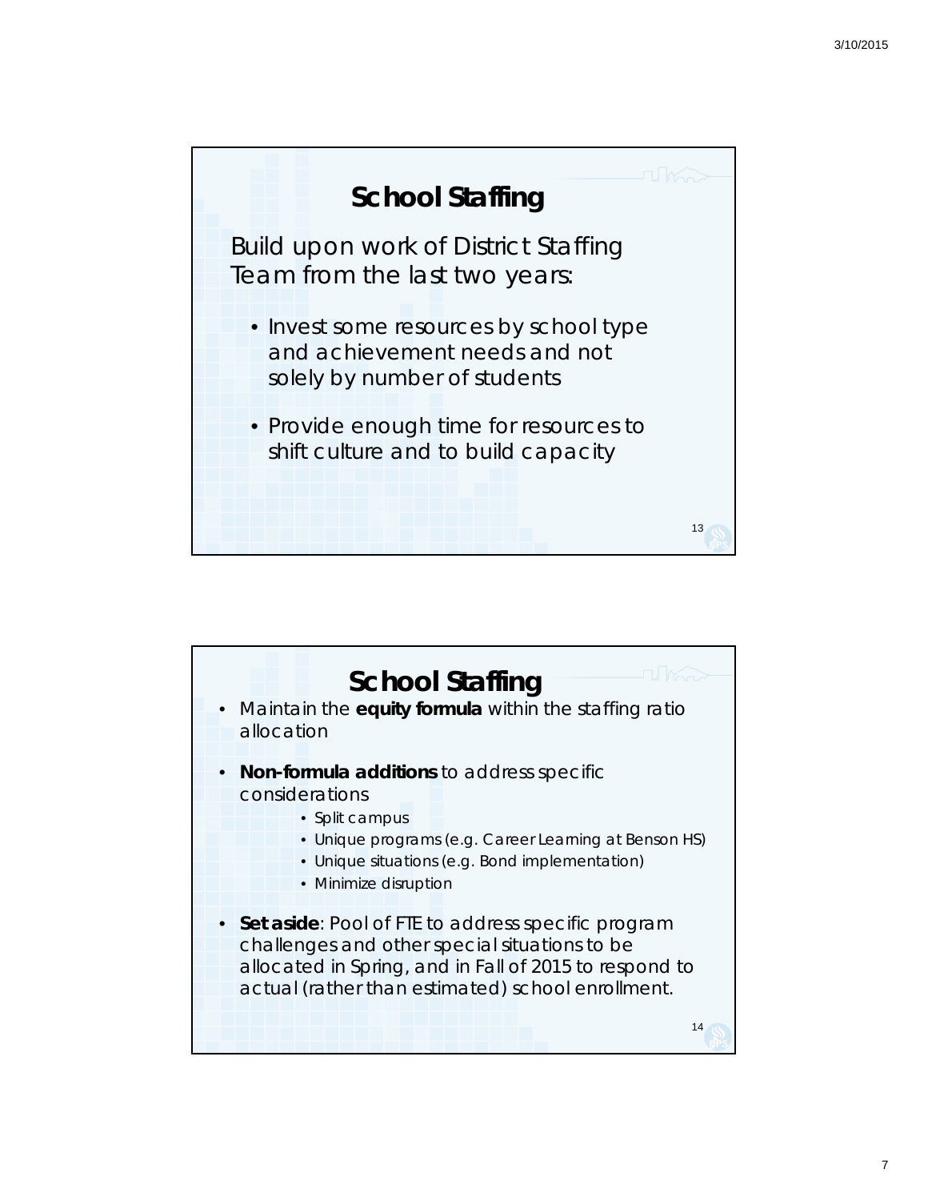## School Staffing

Build upon work of District Staffing Team from the last two years:

- Invest some resources by school type and achievement needs and not solely by number of students
- Provide enough time for resources to shift culture and to build capacity

## School Staffing

- Maintain the **equity formula** within the staffing ratio allocation
- **Non-formula additions** to address specific considerations
  - Split campus
  - Unique programs (e.g. Career Learning at Benson HS)
  - Unique situations (e.g. Bond implementation)
  - Minimize disruption
- **Set aside**: Pool of FTE to address specific program challenges and other special situations to be allocated in Spring, and in Fall of 2015 to respond to actual (rather than estimated) school enrollment.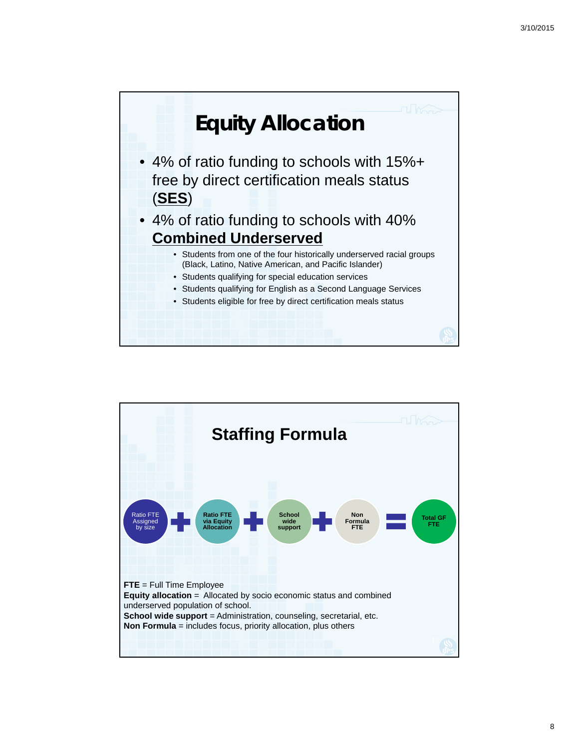# Equity Allocation

- 4% of ratio funding to schools with 15%+ free by direct certification meals status (**SES**)
- 4% of ratio funding to schools with 40% **Combined Underserved**
  - Students from one of the four historically underserved racial groups (Black, Latino, Native American, and Pacific Islander)
  - Students qualifying for special education services
  - Students qualifying for English as a Second Language Services
  - Students eligible for free by direct certification meals status

# Staffing Formula

Ratio FTE Assigned by size + **Ratio FTE via Equity Allocation** + **School wide support** + **Non Formula FTE** = **Total GF FTE**

**FTE** = Full Time Employee
**Equity allocation** = Allocated by socio economic status and combined underserved population of school.
**School wide support** = Administration, counseling, secretarial, etc.
**Non Formula** = includes focus, priority allocation, plus others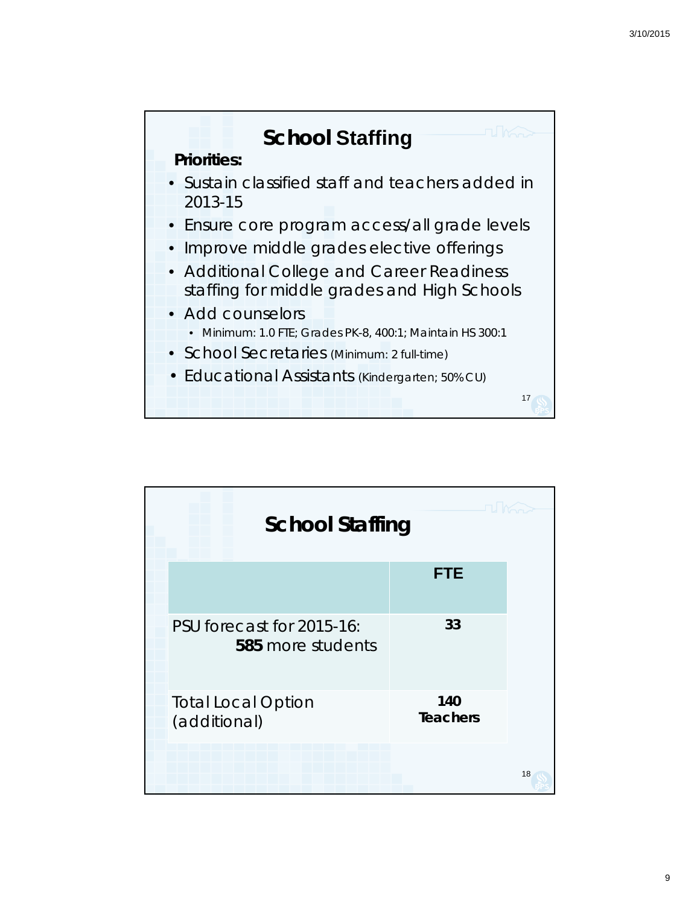## School Staffing

**Priorities:**

- Sustain classified staff and teachers added in 2013-15
- Ensure core program access/all grade levels
- Improve middle grades elective offerings
- Additional College and Career Readiness staffing for middle grades and High Schools
- Add counselors
  - Minimum: 1.0 FTE; Grades PK-8, 400:1; Maintain HS 300:1
- School Secretaries (Minimum: 2 full-time)
- Educational Assistants (Kindergarten; 50% CU)

## School Staffing

| | FTE |
|---|---|
| PSU forecast for 2015-16: **585** more students | **33** |
| Total Local Option (additional) | **140 Teachers** |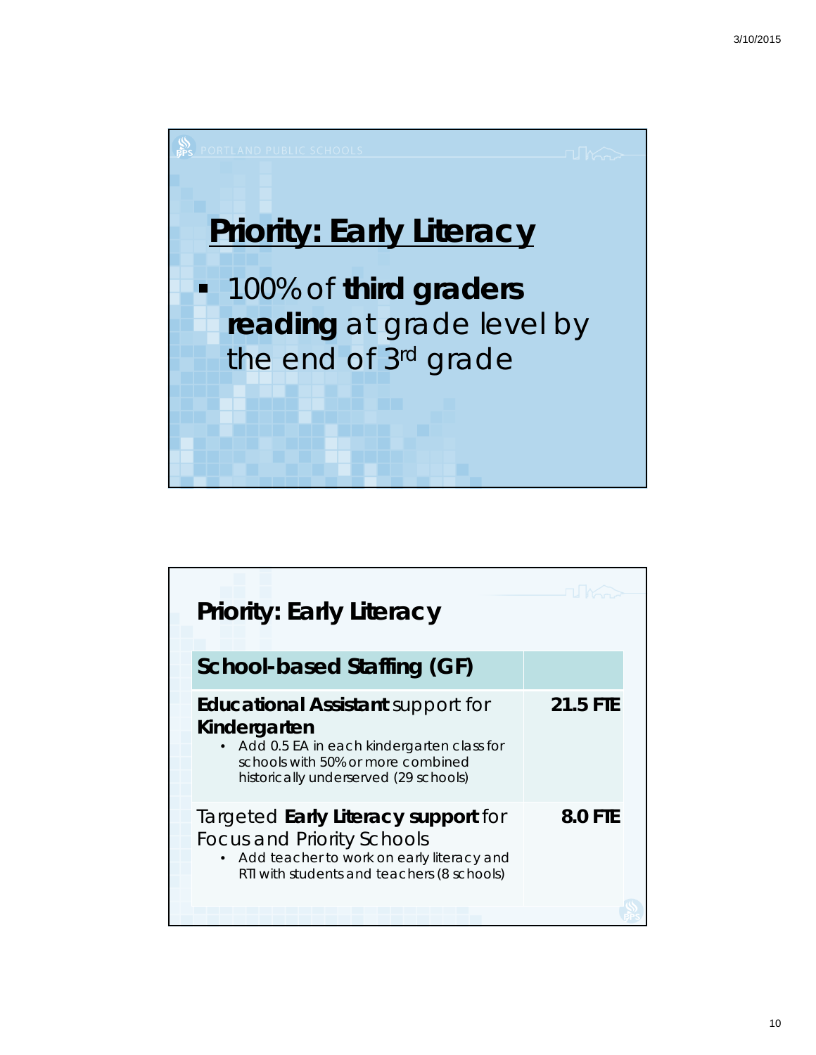## Priority: Early Literacy

- 100% of **third graders reading** at grade level by the end of 3rd grade

## Priority: Early Literacy

| School-based Staffing (GF) | |
|---|---|
| **Educational Assistant** support for **Kindergarten**<br>• Add 0.5 EA in each kindergarten class for schools with 50% or more combined historically underserved (29 schools) | **21.5 FTE** |
| Targeted **Early Literacy support** for Focus and Priority Schools<br>• Add teacher to work on early literacy and RTI with students and teachers (8 schools) | **8.0 FTE** |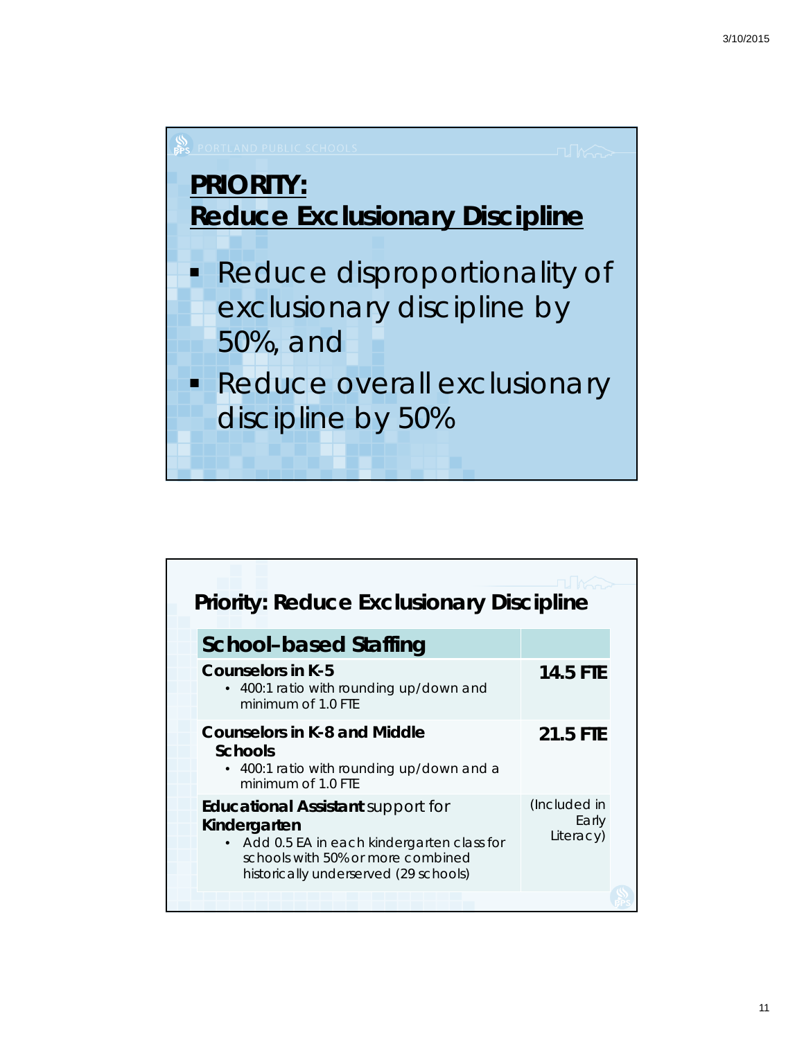PORTLAND PUBLIC SCHOOLS

## PRIORITY: Reduce Exclusionary Discipline

- Reduce disproportionality of exclusionary discipline by 50%, and
- Reduce overall exclusionary discipline by 50%

## Priority: Reduce Exclusionary Discipline

| School–based Staffing | |
|---|---|
| **Counselors in K-5**<br>• 400:1 ratio with rounding up/down and minimum of 1.0 FTE | **14.5 FTE** |
| **Counselors in K-8 and Middle Schools**<br>• 400:1 ratio with rounding up/down and a minimum of 1.0 FTE | **21.5 FTE** |
| **Educational Assistant** support for **Kindergarten**<br>• Add 0.5 EA in each kindergarten class for schools with 50% or more combined historically underserved (29 schools) | (Included in Early Literacy) |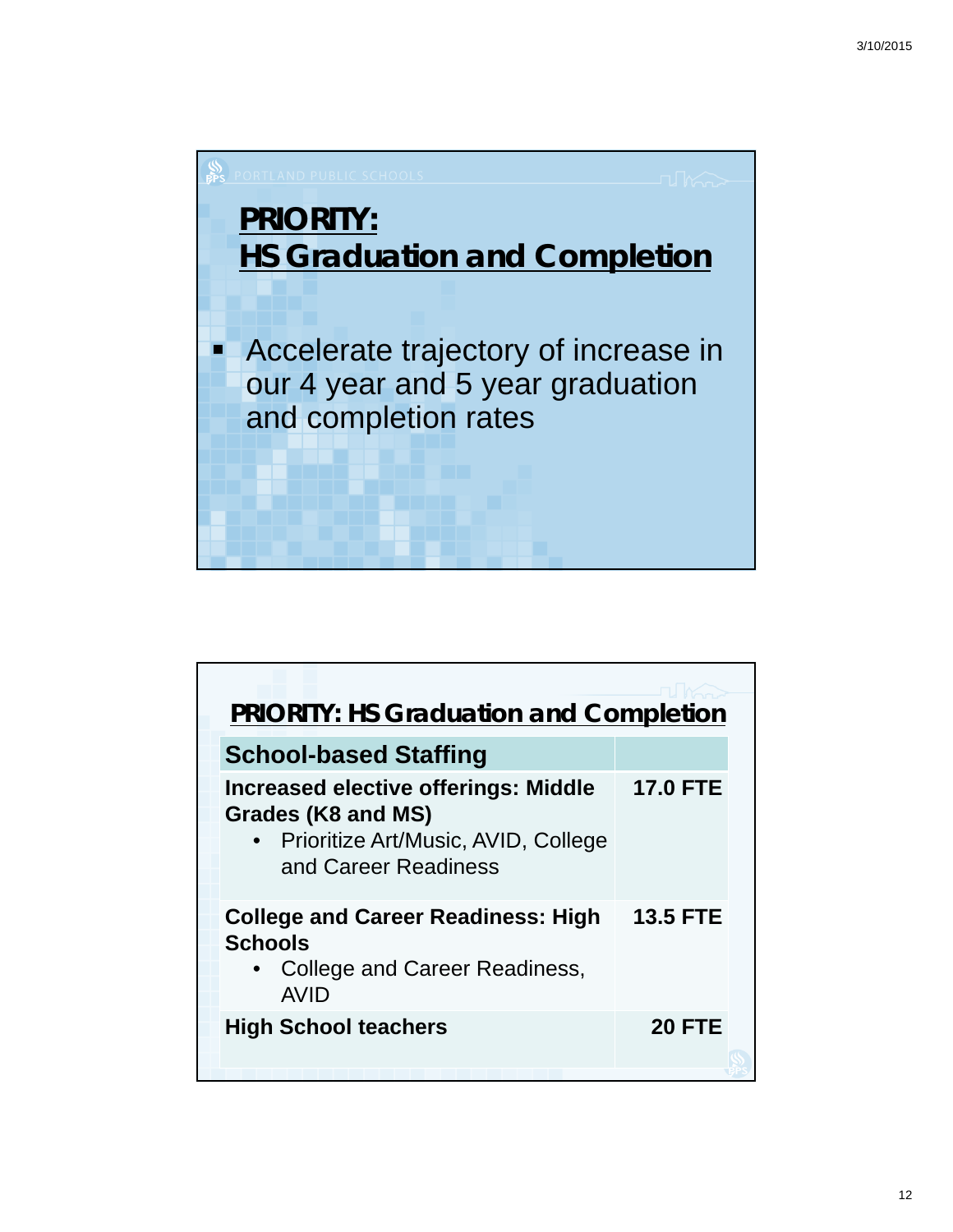## PRIORITY: HS Graduation and Completion

- Accelerate trajectory of increase in our 4 year and 5 year graduation and completion rates

## PRIORITY: HS Graduation and Completion

| School-based Staffing | |
|---|---|
| **Increased elective offerings: Middle Grades (K8 and MS)**<br>• Prioritize Art/Music, AVID, College and Career Readiness | **17.0 FTE** |
| **College and Career Readiness: High Schools**<br>• College and Career Readiness, AVID | **13.5 FTE** |
| **High School teachers** | **20 FTE** |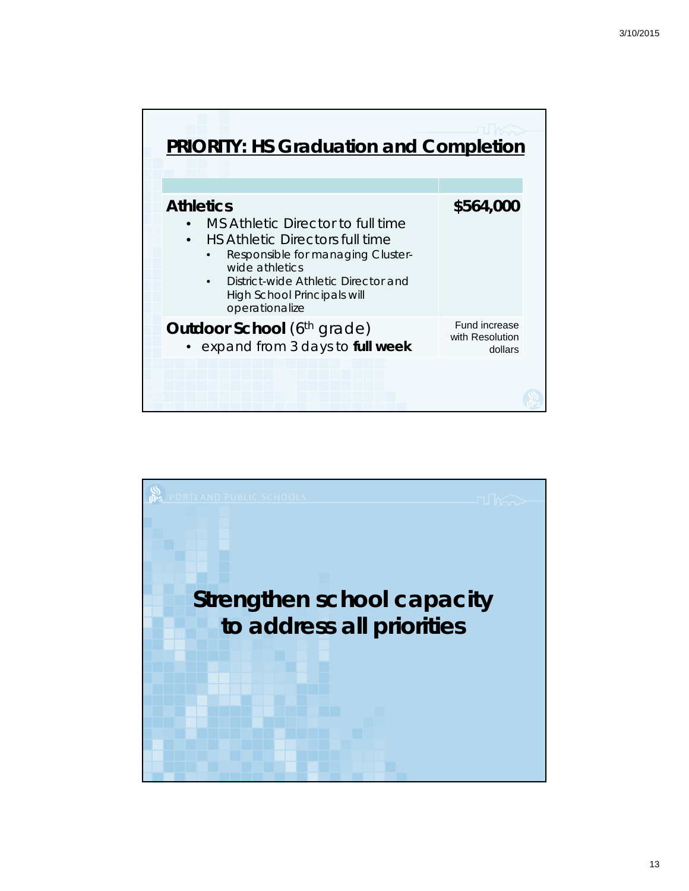## PRIORITY: HS Graduation and Completion

| | |
|---|---|
| **Athletics**<br>• MS Athletic Director to full time<br>• HS Athletic Directors full time<br>  • Responsible for managing Cluster-wide athletics<br>  • District-wide Athletic Director and High School Principals will operationalize | **$564,000** |
| **Outdoor School** (6th grade)<br>• expand from 3 days to **full week** | Fund increase with Resolution dollars |

PORTLAND PUBLIC SCHOOLS

# Strengthen school capacity to address all priorities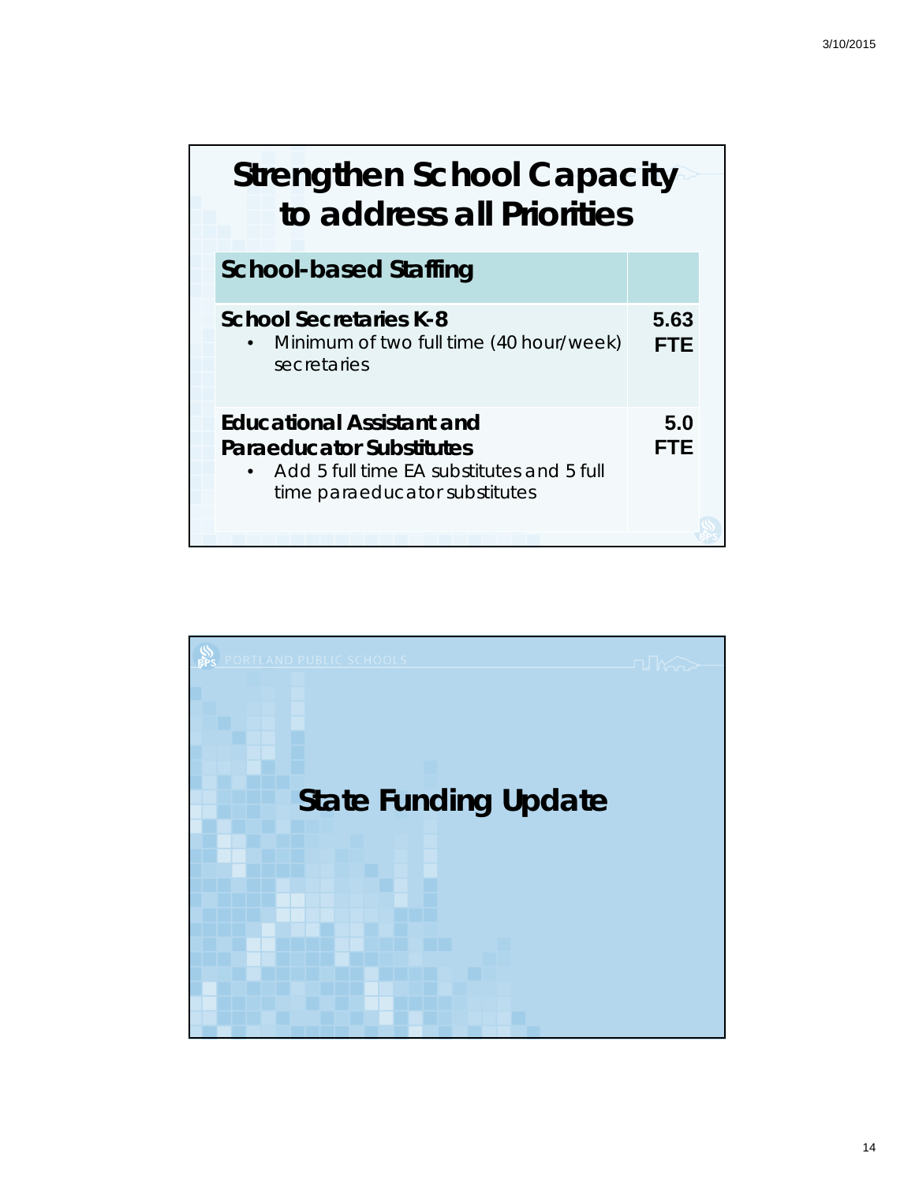# Strengthen School Capacity to address all Priorities

| School-based Staffing | |
|---|---|
| **School Secretaries K-8**<br>• Minimum of two full time (40 hour/week) secretaries | **5.63 FTE** |
| **Educational Assistant and Paraeducator Substitutes**<br>• Add 5 full time EA substitutes and 5 full time paraeducator substitutes | **5.0 FTE** |

PORTLAND PUBLIC SCHOOLS

# State Funding Update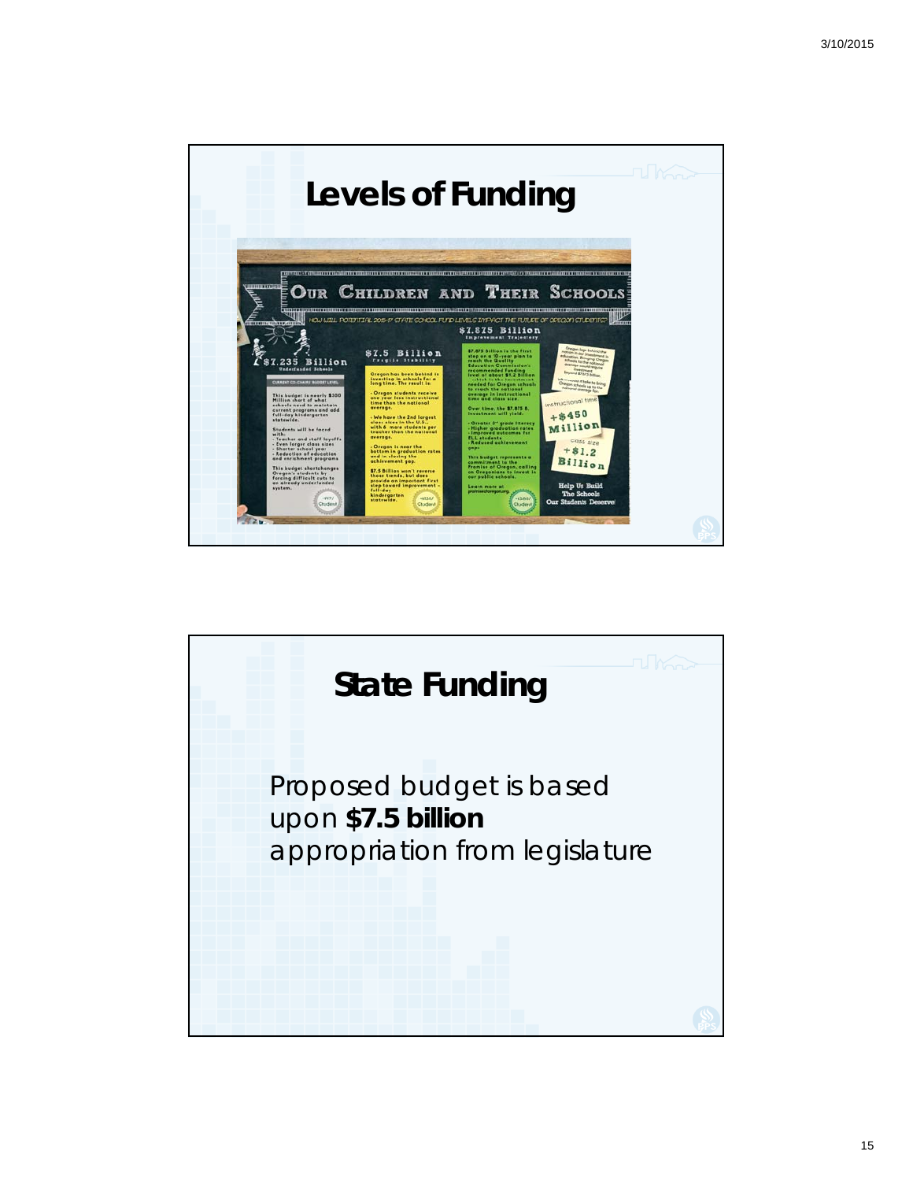## Levels of Funding

# Our Children and Their Schools

HOW WILL POTENTIAL 2015-17 STATE SCHOOL FUND LEVELS IMPACT THE FUTURE OF OREGON STUDENTS?

**$7.235 Billion**
Underfunded Schools

CURRENT CO-CHAIRS' BUDGET LEVEL

This budget is nearly $100 Million short of what schools need to maintain current programs and add full-day kindergarten statewide.

Students will be faced with:
- Teacher and staff layoffs
- Even larger class sizes
- Shorter school year
- Reduction of education and enrichment programs

This budget shortchanges Oregon's students by forcing difficult cuts to an already underfunded system.

-$97/Student

**$7.5 Billion**
Fragile Stability

Oregon has been behind in investing in schools for a long time. The result is:

- Oregon students receive one year less instructional time than the national average.
- We have the 2nd largest class sizes in the U.S., with 6 more students per teacher than the national average.
- Oregon is near the bottom in graduation rates and in closing the achievement gap.

$7.5 Billion won't reverse those trends, but does provide an important first step toward improvement – full-day kindergarten statewide.

+$130/Student

**$7.875 Billion**
Improvement Trajectory

$7.875 Billion is the first step on a 10-year plan to reach the Quality Education Commission's recommended funding level of about $9.2 billion needed for Oregon schools to reach the national average in instructional time and class size.

Over time, the $7.875 B. investment will yield:
- Greater 3rd grade literacy
- Higher graduation rates
- Improved outcomes for ELL students
- Reduced achievement gaps

This budget represents a commitment to the Promise of Oregon, calling on Oregonians to invest in our public schools.

Learn more at: promiseoforegon.org

+$380/Student

Oregon lags behind the nation in our investment in education. Bringing Oregon schools to the national average would require investment beyond $7.875 billion.

What would it take to bring Oregon schools up to the national average for:

instructional time
+$450 Million

class size
+$1.2 Billion

Help Us Build The Schools Our Students Deserve

## State Funding

Proposed budget is based upon **$7.5 billion** appropriation from legislature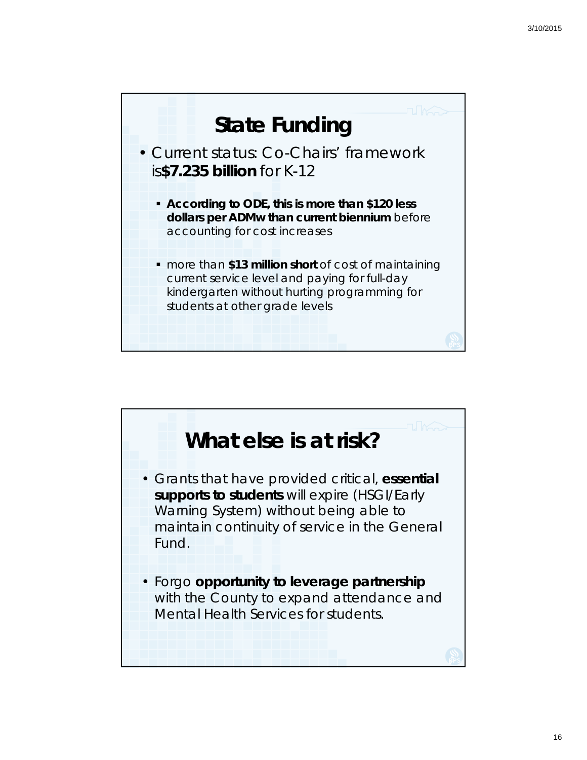## State Funding

- Current status: Co-Chairs' framework is **$7.235 billion** for K-12
  - **According to ODE, this is more than $120 less dollars per ADMw than current biennium** before accounting for cost increases
  - more than **$13 million short** of cost of maintaining current service level and paying for full-day kindergarten without hurting programming for students at other grade levels

## What else is at risk?

- Grants that have provided critical, **essential supports to students** will expire (HSGI/Early Warning System) without being able to maintain continuity of service in the General Fund.
- Forgo **opportunity to leverage partnership** with the County to expand attendance and Mental Health Services for students.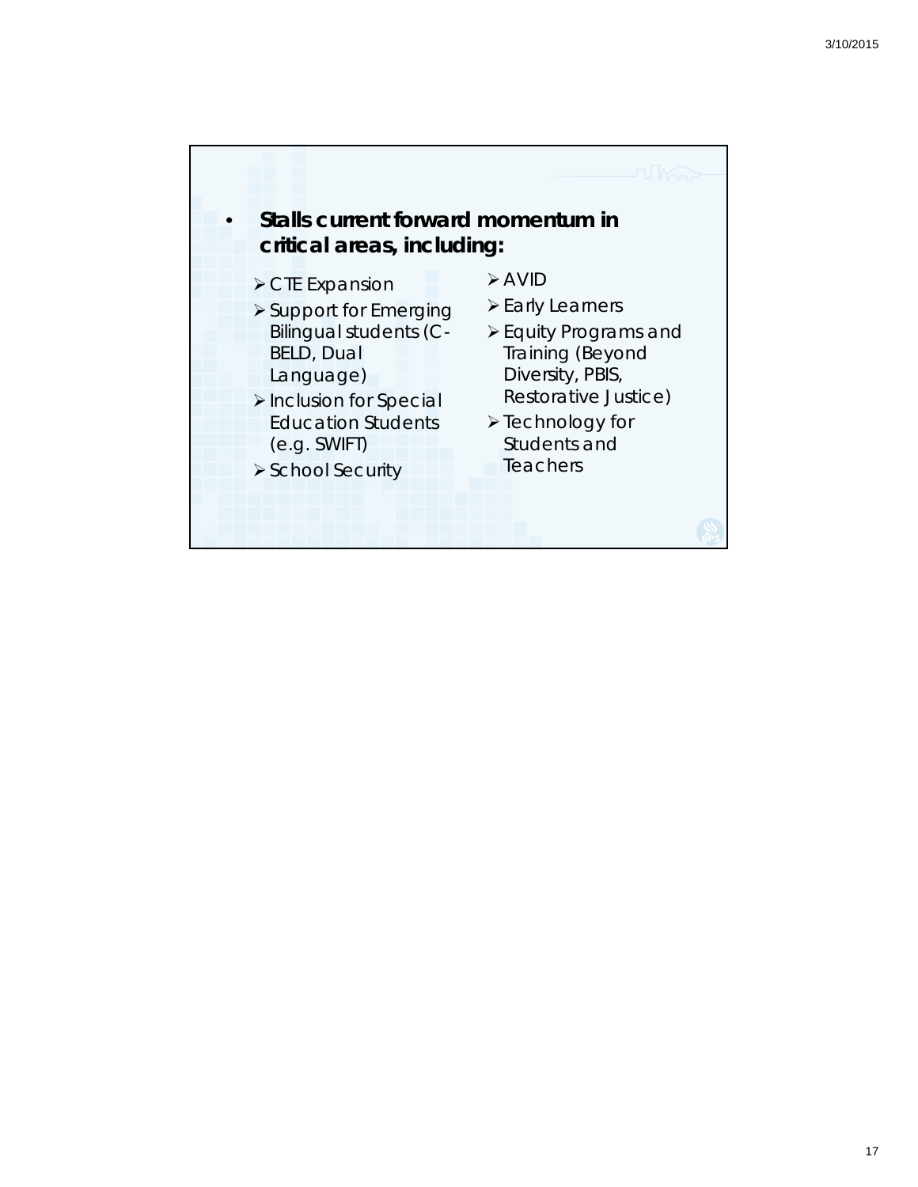- **Stalls current forward momentum in critical areas, including:**
  - CTE Expansion
  - Support for Emerging Bilingual students (C-BELD, Dual Language)
  - Inclusion for Special Education Students (e.g. SWIFT)
  - School Security
  - AVID
  - Early Learners
  - Equity Programs and Training (Beyond Diversity, PBIS, Restorative Justice)
  - Technology for Students and Teachers